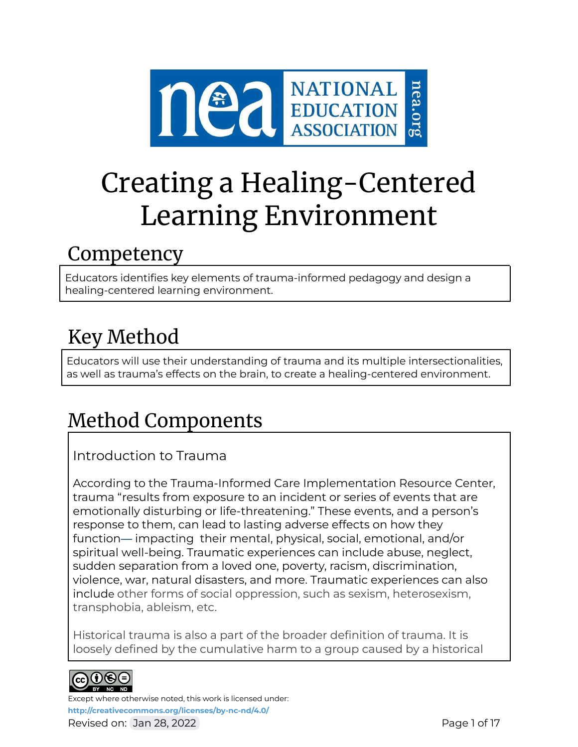# Creating a Healing-Centered Learning Environment

## Competency

Educators identifies key elements of trauma-informed pedagogy and design a healing-centered learning environment.

## Key Method

Educators will use their understanding of trauma and its multiple intersectionalities, as well as trauma's effects on the brain, to create a healing-centered environment.

## Method Components

Introduction to Trauma

According to the Trauma-Informed Care Implementation Resource Center, trauma "results from exposure to an incident or series of events that are emotionally disturbing or life-threatening." These events, and a person's response to them, can lead to lasting adverse effects on how they function— impacting their mental, physical, social, emotional, and/or spiritual well-being. Traumatic experiences can include abuse, neglect, sudden separation from a loved one, poverty, racism, discrimination, violence, war, natural disasters, and more. Traumatic experiences can also include other forms of social oppression, such as sexism, heterosexism, transphobia, ableism, etc.

Historical trauma is also a part of the broader definition of trauma. It is loosely defined by the cumulative harm to a group caused by a historical

Except where otherwise noted, this work is licensed under: http://creativecommons.org/licenses/by-nc-nd/4.0/

Revised on: Jan 28, 2022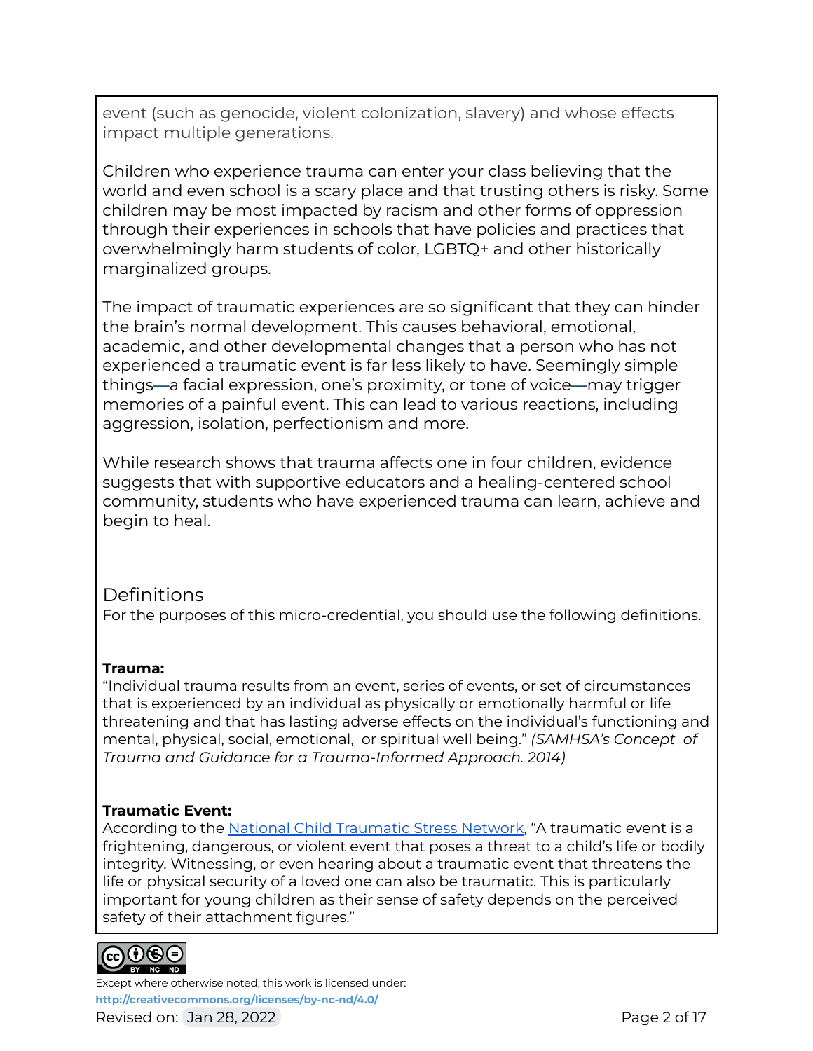event (such as genocide, violent colonization, slavery) and whose effects impact multiple generations.

Children who experience trauma can enter your class believing that the world and even school is a scary place and that trusting others is risky. Some children may be most impacted by racism and other forms of oppression through their experiences in schools that have policies and practices that overwhelmingly harm students of color, LGBTQ+ and other historically marginalized groups.

The impact of traumatic experiences are so significant that they can hinder the brain's normal development. This causes behavioral, emotional, academic, and other developmental changes that a person who has not experienced a traumatic event is far less likely to have. Seemingly simple things—a facial expression, one's proximity, or tone of voice—may trigger memories of a painful event. This can lead to various reactions, including aggression, isolation, perfectionism and more.

While research shows that trauma affects one in four children, evidence suggests that with supportive educators and a healing-centered school community, students who have experienced trauma can learn, achieve and begin to heal.

## Definitions

For the purposes of this micro-credential, you should use the following definitions.

**Trauma:**
"Individual trauma results from an event, series of events, or set of circumstances that is experienced by an individual as physically or emotionally harmful or life threatening and that has lasting adverse effects on the individual's functioning and mental, physical, social, emotional, or spiritual well being." *(SAMHSA's Concept of Trauma and Guidance for a Trauma-Informed Approach. 2014)*

**Traumatic Event:**
According to the National Child Traumatic Stress Network, "A traumatic event is a frightening, dangerous, or violent event that poses a threat to a child's life or bodily integrity. Witnessing, or even hearing about a traumatic event that threatens the life or physical security of a loved one can also be traumatic. This is particularly important for young children as their sense of safety depends on the perceived safety of their attachment figures."

Except where otherwise noted, this work is licensed under:
**http://creativecommons.org/licenses/by-nc-nd/4.0/**
Revised on: Jan 28, 2022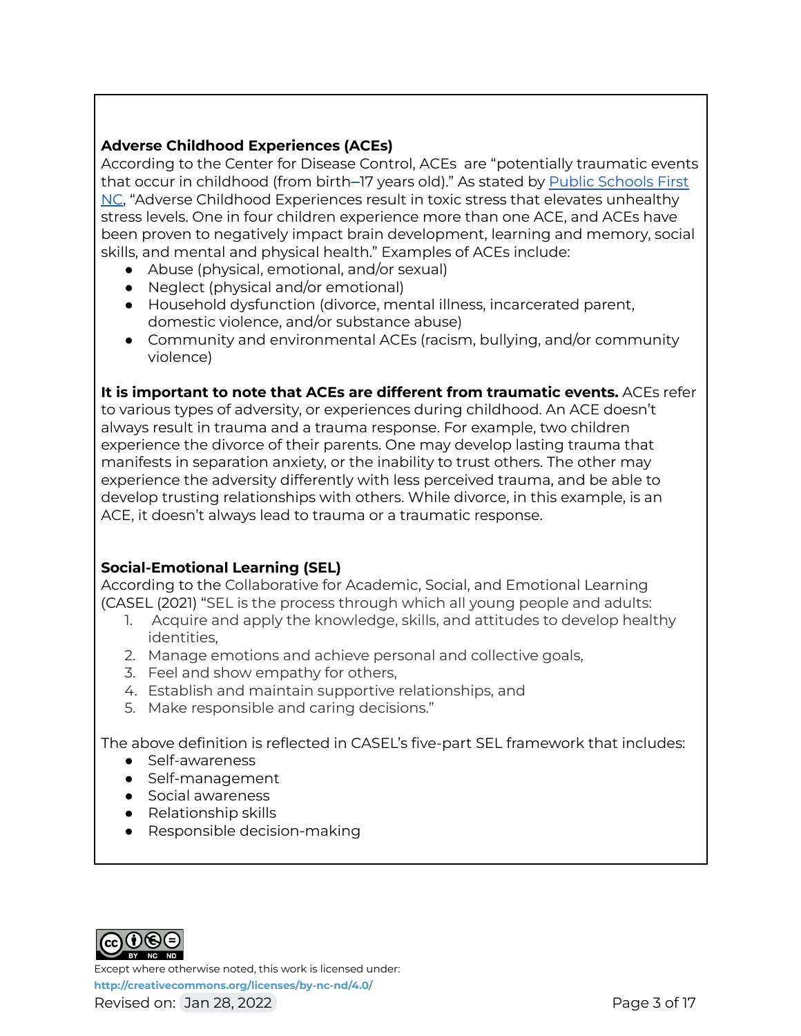**Adverse Childhood Experiences (ACEs)**

According to the Center for Disease Control, ACEs are "potentially traumatic events that occur in childhood (from birth–17 years old)." As stated by [Public Schools First NC](), "Adverse Childhood Experiences result in toxic stress that elevates unhealthy stress levels. One in four children experience more than one ACE, and ACEs have been proven to negatively impact brain development, learning and memory, social skills, and mental and physical health." Examples of ACEs include:

- Abuse (physical, emotional, and/or sexual)
- Neglect (physical and/or emotional)
- Household dysfunction (divorce, mental illness, incarcerated parent, domestic violence, and/or substance abuse)
- Community and environmental ACEs (racism, bullying, and/or community violence)

**It is important to note that ACEs are different from traumatic events.** ACEs refer to various types of adversity, or experiences during childhood. An ACE doesn't always result in trauma and a trauma response. For example, two children experience the divorce of their parents. One may develop lasting trauma that manifests in separation anxiety, or the inability to trust others. The other may experience the adversity differently with less perceived trauma, and be able to develop trusting relationships with others. While divorce, in this example, is an ACE, it doesn't always lead to trauma or a traumatic response.

**Social-Emotional Learning (SEL)**

According to the Collaborative for Academic, Social, and Emotional Learning (CASEL (2021) "SEL is the process through which all young people and adults:

1. Acquire and apply the knowledge, skills, and attitudes to develop healthy identities,
2. Manage emotions and achieve personal and collective goals,
3. Feel and show empathy for others,
4. Establish and maintain supportive relationships, and
5. Make responsible and caring decisions."

The above definition is reflected in CASEL's five-part SEL framework that includes:

- Self-awareness
- Self-management
- Social awareness
- Relationship skills
- Responsible decision-making

Except where otherwise noted, this work is licensed under:
http://creativecommons.org/licenses/by-nc-nd/4.0/
Revised on: Jan 28, 2022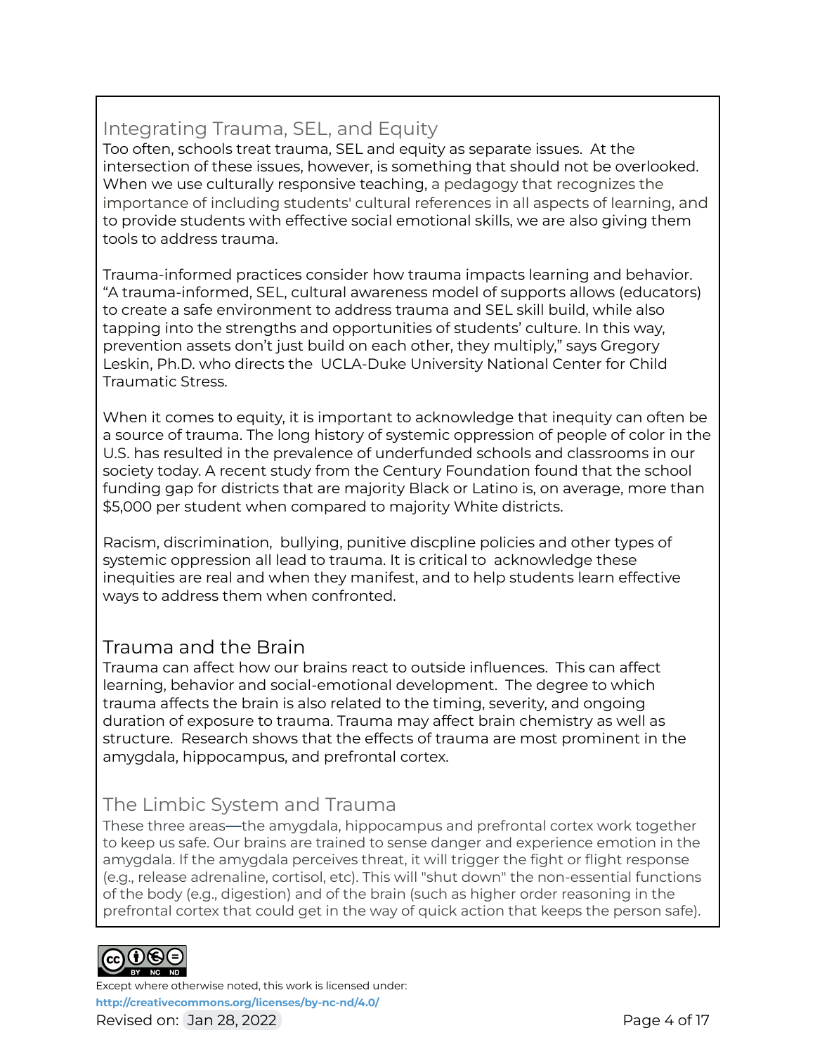## Integrating Trauma, SEL, and Equity

Too often, schools treat trauma, SEL and equity as separate issues. At the intersection of these issues, however, is something that should not be overlooked. When we use culturally responsive teaching, a pedagogy that recognizes the importance of including students' cultural references in all aspects of learning, and to provide students with effective social emotional skills, we are also giving them tools to address trauma.

Trauma-informed practices consider how trauma impacts learning and behavior. "A trauma-informed, SEL, cultural awareness model of supports allows (educators) to create a safe environment to address trauma and SEL skill build, while also tapping into the strengths and opportunities of students' culture. In this way, prevention assets don't just build on each other, they multiply," says Gregory Leskin, Ph.D. who directs the UCLA-Duke University National Center for Child Traumatic Stress.

When it comes to equity, it is important to acknowledge that inequity can often be a source of trauma. The long history of systemic oppression of people of color in the U.S. has resulted in the prevalence of underfunded schools and classrooms in our society today. A recent study from the Century Foundation found that the school funding gap for districts that are majority Black or Latino is, on average, more than $5,000 per student when compared to majority White districts.

Racism, discrimination, bullying, punitive discpline policies and other types of systemic oppression all lead to trauma. It is critical to acknowledge these inequities are real and when they manifest, and to help students learn effective ways to address them when confronted.

## Trauma and the Brain

Trauma can affect how our brains react to outside influences. This can affect learning, behavior and social-emotional development. The degree to which trauma affects the brain is also related to the timing, severity, and ongoing duration of exposure to trauma. Trauma may affect brain chemistry as well as structure. Research shows that the effects of trauma are most prominent in the amygdala, hippocampus, and prefrontal cortex.

### The Limbic System and Trauma

These three areas—the amygdala, hippocampus and prefrontal cortex work together to keep us safe. Our brains are trained to sense danger and experience emotion in the amygdala. If the amygdala perceives threat, it will trigger the fight or flight response (e.g., release adrenaline, cortisol, etc). This will "shut down" the non-essential functions of the body (e.g., digestion) and of the brain (such as higher order reasoning in the prefrontal cortex that could get in the way of quick action that keeps the person safe).

Except where otherwise noted, this work is licensed under: http://creativecommons.org/licenses/by-nc-nd/4.0/

Revised on: Jan 28, 2022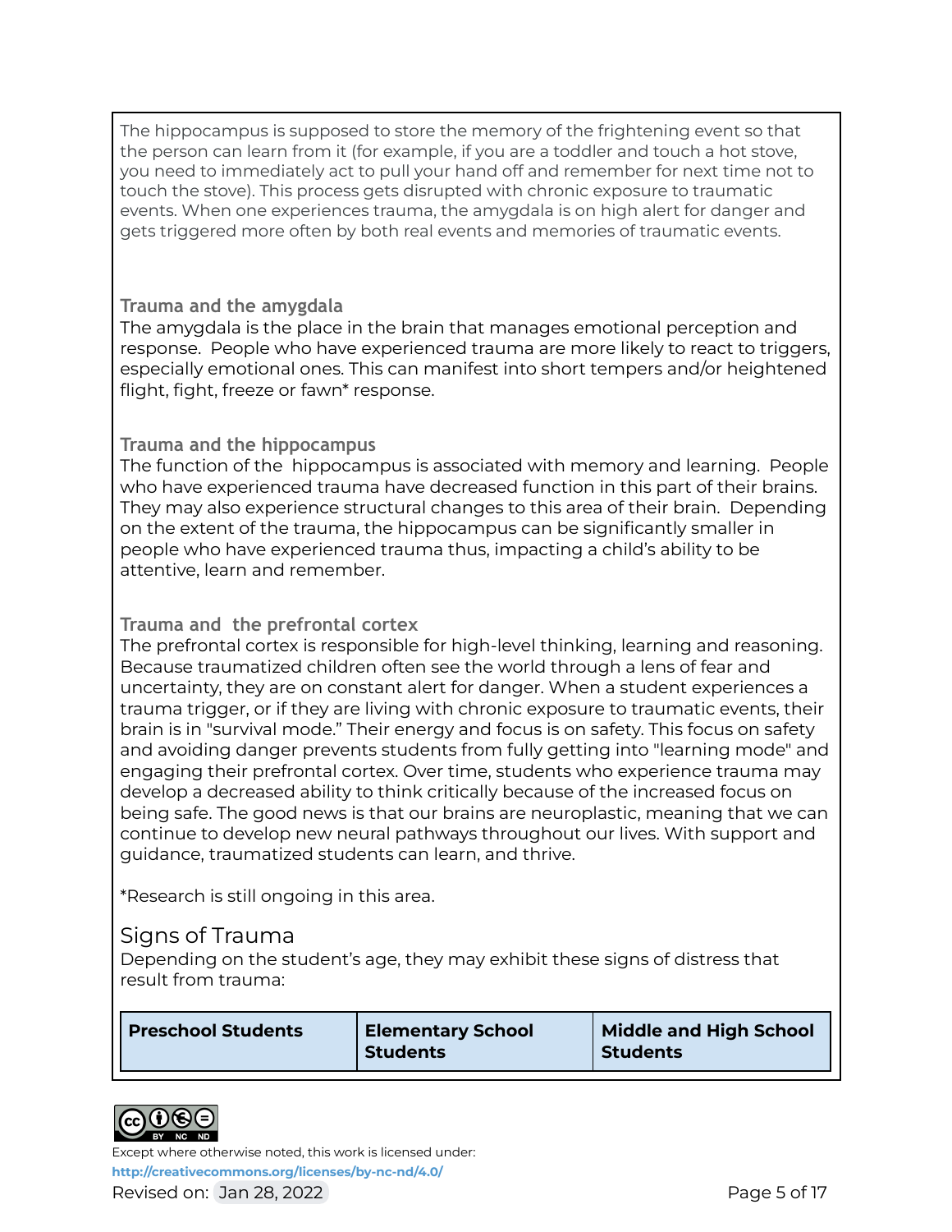The hippocampus is supposed to store the memory of the frightening event so that the person can learn from it (for example, if you are a toddler and touch a hot stove, you need to immediately act to pull your hand off and remember for next time not to touch the stove). This process gets disrupted with chronic exposure to traumatic events. When one experiences trauma, the amygdala is on high alert for danger and gets triggered more often by both real events and memories of traumatic events.

### Trauma and the amygdala

The amygdala is the place in the brain that manages emotional perception and response. People who have experienced trauma are more likely to react to triggers, especially emotional ones. This can manifest into short tempers and/or heightened flight, fight, freeze or fawn* response.

### Trauma and the hippocampus

The function of the hippocampus is associated with memory and learning. People who have experienced trauma have decreased function in this part of their brains. They may also experience structural changes to this area of their brain. Depending on the extent of the trauma, the hippocampus can be significantly smaller in people who have experienced trauma thus, impacting a child's ability to be attentive, learn and remember.

### Trauma and the prefrontal cortex

The prefrontal cortex is responsible for high-level thinking, learning and reasoning. Because traumatized children often see the world through a lens of fear and uncertainty, they are on constant alert for danger. When a student experiences a trauma trigger, or if they are living with chronic exposure to traumatic events, their brain is in "survival mode." Their energy and focus is on safety. This focus on safety and avoiding danger prevents students from fully getting into "learning mode" and engaging their prefrontal cortex. Over time, students who experience trauma may develop a decreased ability to think critically because of the increased focus on being safe. The good news is that our brains are neuroplastic, meaning that we can continue to develop new neural pathways throughout our lives. With support and guidance, traumatized students can learn, and thrive.

*Research is still ongoing in this area.

## Signs of Trauma

Depending on the student's age, they may exhibit these signs of distress that result from trauma:

| Preschool Students | Elementary School Students | Middle and High School Students |
| --- | --- | --- |

Except where otherwise noted, this work is licensed under: http://creativecommons.org/licenses/by-nc-nd/4.0/

Revised on: Jan 28, 2022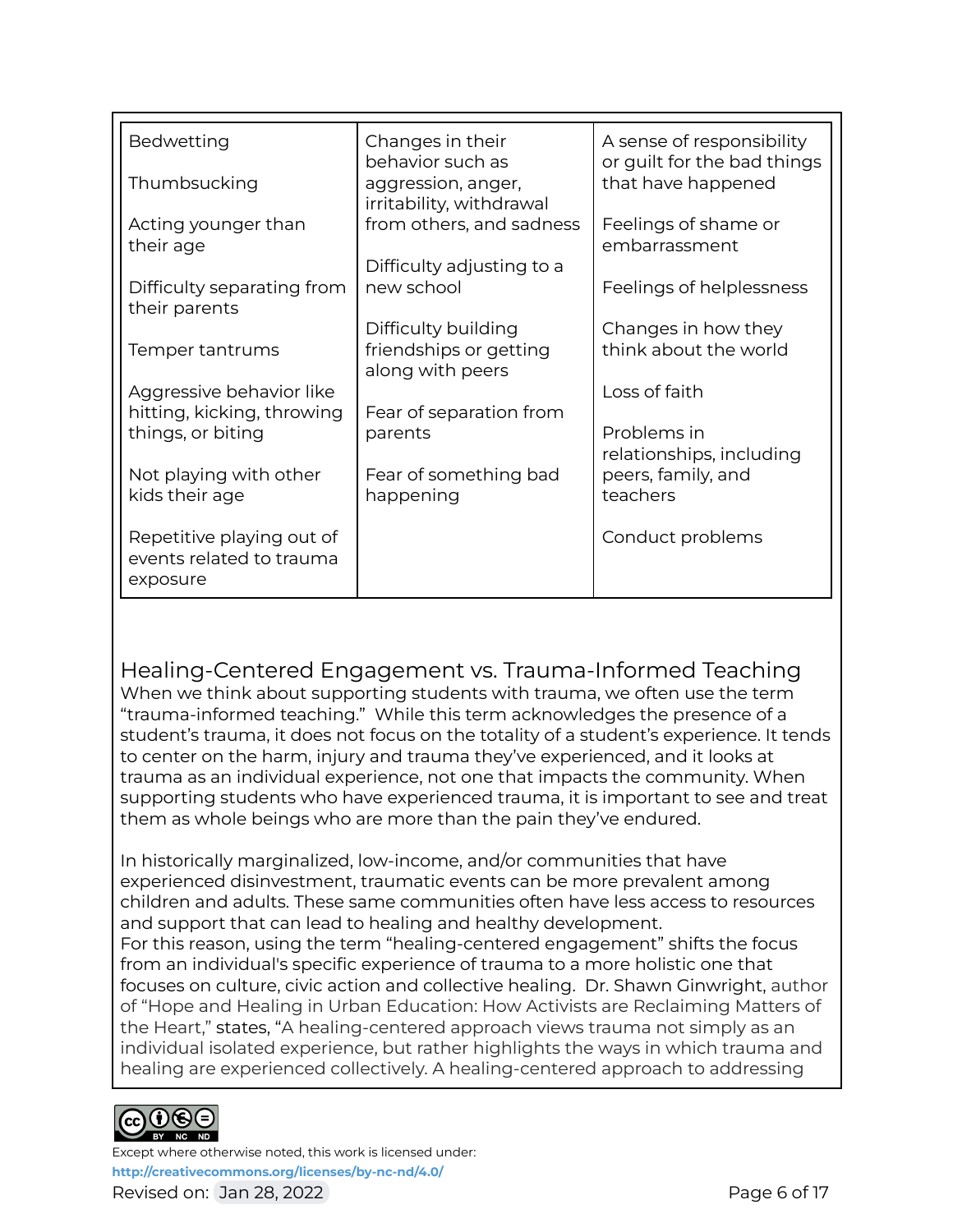| | | |
|---|---|---|
| Bedwetting<br><br>Thumbsucking<br><br>Acting younger than their age<br><br>Difficulty separating from their parents<br><br>Temper tantrums<br><br>Aggressive behavior like hitting, kicking, throwing things, or biting<br><br>Not playing with other kids their age<br><br>Repetitive playing out of events related to trauma exposure | Changes in their behavior such as aggression, anger, irritability, withdrawal from others, and sadness<br><br>Difficulty adjusting to a new school<br><br>Difficulty building friendships or getting along with peers<br><br>Fear of separation from parents<br><br>Fear of something bad happening | A sense of responsibility or guilt for the bad things that have happened<br><br>Feelings of shame or embarrassment<br><br>Feelings of helplessness<br><br>Changes in how they think about the world<br><br>Loss of faith<br><br>Problems in relationships, including peers, family, and teachers<br><br>Conduct problems |

## Healing-Centered Engagement vs. Trauma-Informed Teaching

When we think about supporting students with trauma, we often use the term "trauma-informed teaching." While this term acknowledges the presence of a student's trauma, it does not focus on the totality of a student's experience. It tends to center on the harm, injury and trauma they've experienced, and it looks at trauma as an individual experience, not one that impacts the community. When supporting students who have experienced trauma, it is important to see and treat them as whole beings who are more than the pain they've endured.

In historically marginalized, low-income, and/or communities that have experienced disinvestment, traumatic events can be more prevalent among children and adults. These same communities often have less access to resources and support that can lead to healing and healthy development.
For this reason, using the term "healing-centered engagement" shifts the focus from an individual's specific experience of trauma to a more holistic one that focuses on culture, civic action and collective healing. Dr. Shawn Ginwright, author of "Hope and Healing in Urban Education: How Activists are Reclaiming Matters of the Heart," states, "A healing-centered approach views trauma not simply as an individual isolated experience, but rather highlights the ways in which trauma and healing are experienced collectively. A healing-centered approach to addressing

Except where otherwise noted, this work is licensed under:
http://creativecommons.org/licenses/by-nc-nd/4.0/
Revised on: Jan 28, 2022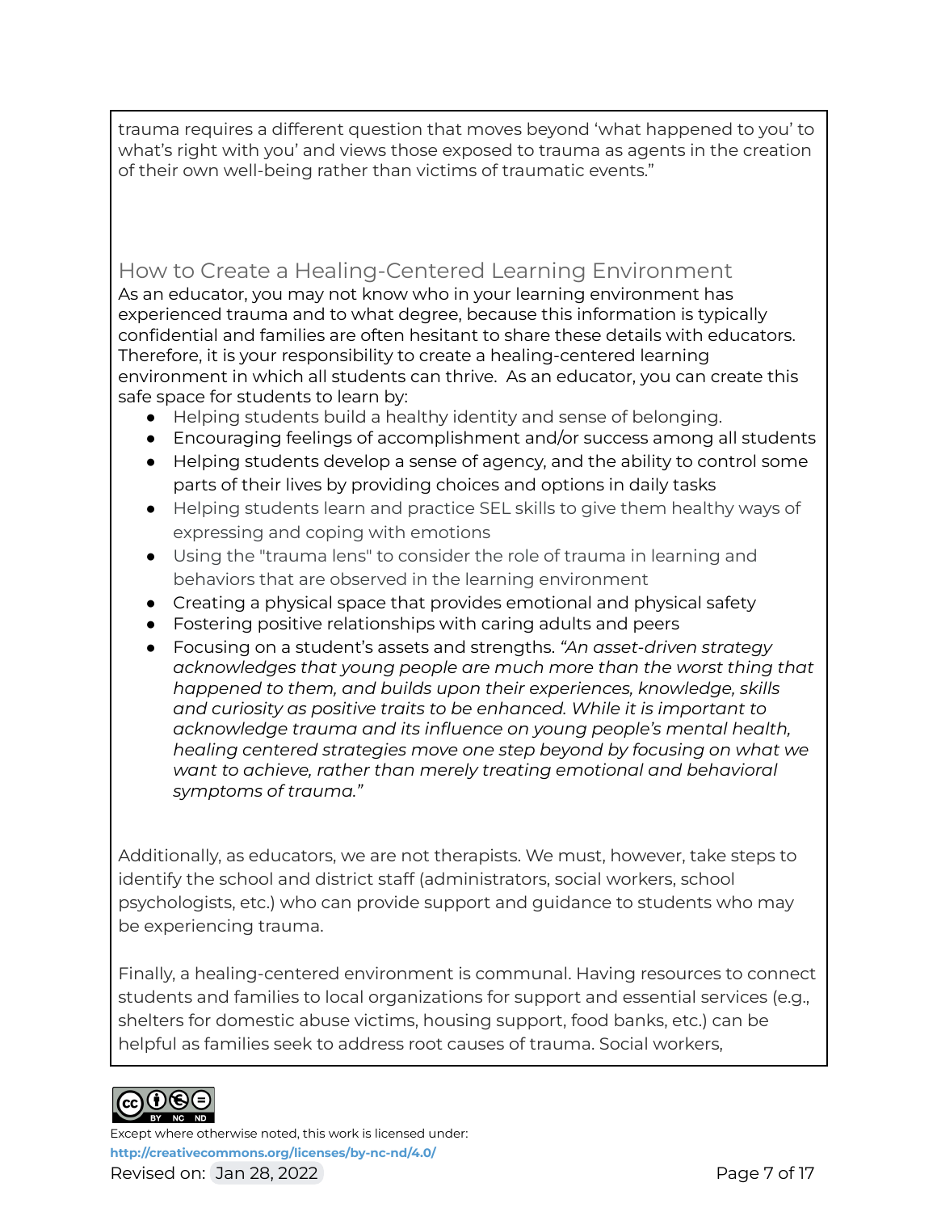trauma requires a different question that moves beyond 'what happened to you' to what's right with you' and views those exposed to trauma as agents in the creation of their own well-being rather than victims of traumatic events."

## How to Create a Healing-Centered Learning Environment

As an educator, you may not know who in your learning environment has experienced trauma and to what degree, because this information is typically confidential and families are often hesitant to share these details with educators. Therefore, it is your responsibility to create a healing-centered learning environment in which all students can thrive. As an educator, you can create this safe space for students to learn by:

- Helping students build a healthy identity and sense of belonging.
- Encouraging feelings of accomplishment and/or success among all students
- Helping students develop a sense of agency, and the ability to control some parts of their lives by providing choices and options in daily tasks
- Helping students learn and practice SEL skills to give them healthy ways of expressing and coping with emotions
- Using the "trauma lens" to consider the role of trauma in learning and behaviors that are observed in the learning environment
- Creating a physical space that provides emotional and physical safety
- Fostering positive relationships with caring adults and peers
- Focusing on a student's assets and strengths. *"An asset-driven strategy acknowledges that young people are much more than the worst thing that happened to them, and builds upon their experiences, knowledge, skills and curiosity as positive traits to be enhanced. While it is important to acknowledge trauma and its influence on young people's mental health, healing centered strategies move one step beyond by focusing on what we want to achieve, rather than merely treating emotional and behavioral symptoms of trauma."*

Additionally, as educators, we are not therapists. We must, however, take steps to identify the school and district staff (administrators, social workers, school psychologists, etc.) who can provide support and guidance to students who may be experiencing trauma.

Finally, a healing-centered environment is communal. Having resources to connect students and families to local organizations for support and essential services (e.g., shelters for domestic abuse victims, housing support, food banks, etc.) can be helpful as families seek to address root causes of trauma. Social workers,

Except where otherwise noted, this work is licensed under: http://creativecommons.org/licenses/by-nc-nd/4.0/

Revised on: Jan 28, 2022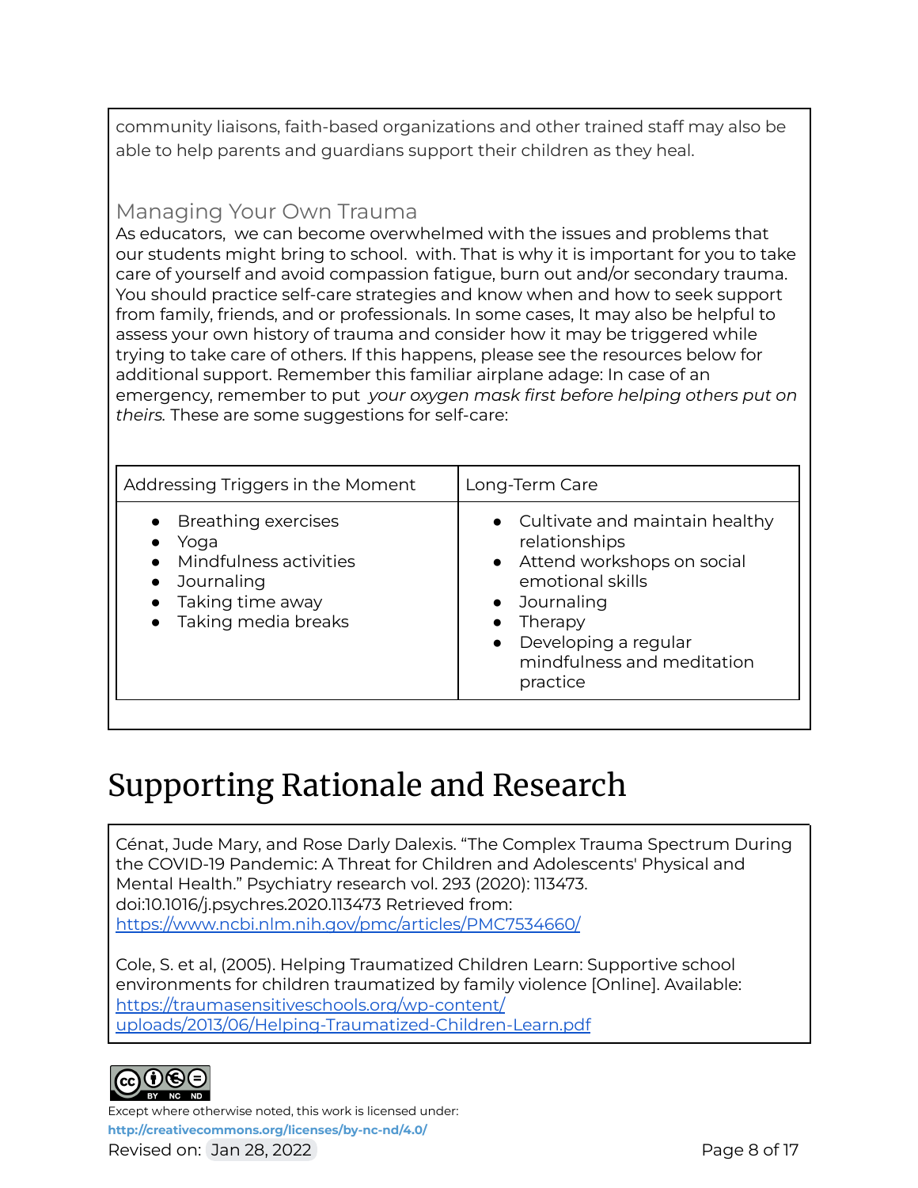community liaisons, faith-based organizations and other trained staff may also be able to help parents and guardians support their children as they heal.

### Managing Your Own Trauma

As educators, we can become overwhelmed with the issues and problems that our students might bring to school. with. That is why it is important for you to take care of yourself and avoid compassion fatigue, burn out and/or secondary trauma. You should practice self-care strategies and know when and how to seek support from family, friends, and or professionals. In some cases, It may also be helpful to assess your own history of trauma and consider how it may be triggered while trying to take care of others. If this happens, please see the resources below for additional support. Remember this familiar airplane adage: In case of an emergency, remember to put *your oxygen mask first before helping others put on theirs.* These are some suggestions for self-care:

| Addressing Triggers in the Moment | Long-Term Care |
| --- | --- |
| • Breathing exercises<br>• Yoga<br>• Mindfulness activities<br>• Journaling<br>• Taking time away<br>• Taking media breaks | • Cultivate and maintain healthy relationships<br>• Attend workshops on social emotional skills<br>• Journaling<br>• Therapy<br>• Developing a regular mindfulness and meditation practice |

# Supporting Rationale and Research

Cénat, Jude Mary, and Rose Darly Dalexis. "The Complex Trauma Spectrum During the COVID-19 Pandemic: A Threat for Children and Adolescents' Physical and Mental Health." Psychiatry research vol. 293 (2020): 113473. doi:10.1016/j.psychres.2020.113473 Retrieved from: https://www.ncbi.nlm.nih.gov/pmc/articles/PMC7534660/

Cole, S. et al, (2005). Helping Traumatized Children Learn: Supportive school environments for children traumatized by family violence [Online]. Available: https://traumasensitiveschools.org/wp-content/uploads/2013/06/Helping-Traumatized-Children-Learn.pdf

Except where otherwise noted, this work is licensed under: http://creativecommons.org/licenses/by-nc-nd/4.0/

Revised on: Jan 28, 2022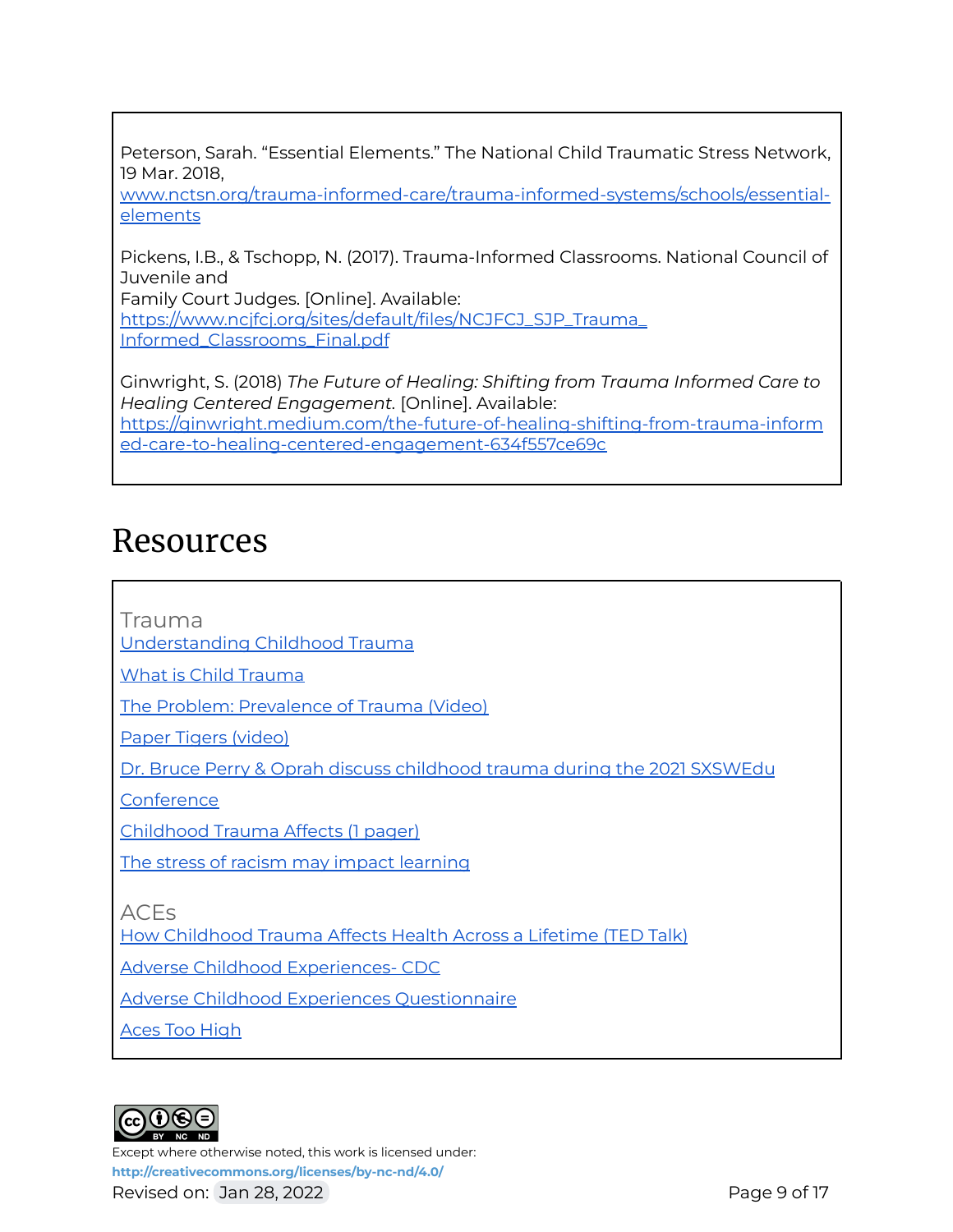Peterson, Sarah. "Essential Elements." The National Child Traumatic Stress Network, 19 Mar. 2018, www.nctsn.org/trauma-informed-care/trauma-informed-systems/schools/essential-elements

Pickens, I.B., & Tschopp, N. (2017). Trauma-Informed Classrooms. National Council of Juvenile and Family Court Judges. [Online]. Available: https://www.ncjfcj.org/sites/default/files/NCJFCJ_SJP_Trauma_Informed_Classrooms_Final.pdf

Ginwright, S. (2018) *The Future of Healing: Shifting from Trauma Informed Care to Healing Centered Engagement.* [Online]. Available: https://ginwright.medium.com/the-future-of-healing-shifting-from-trauma-informed-care-to-healing-centered-engagement-634f557ce69c

# Resources

### Trauma

Understanding Childhood Trauma

What is Child Trauma

The Problem: Prevalence of Trauma (Video)

Paper Tigers (video)

Dr. Bruce Perry & Oprah discuss childhood trauma during the 2021 SXSWEdu Conference

Childhood Trauma Affects (1 pager)

The stress of racism may impact learning

### ACEs

How Childhood Trauma Affects Health Across a Lifetime (TED Talk)

Adverse Childhood Experiences- CDC

Adverse Childhood Experiences Questionnaire

Aces Too High

Except where otherwise noted, this work is licensed under: http://creativecommons.org/licenses/by-nc-nd/4.0/

Revised on: Jan 28, 2022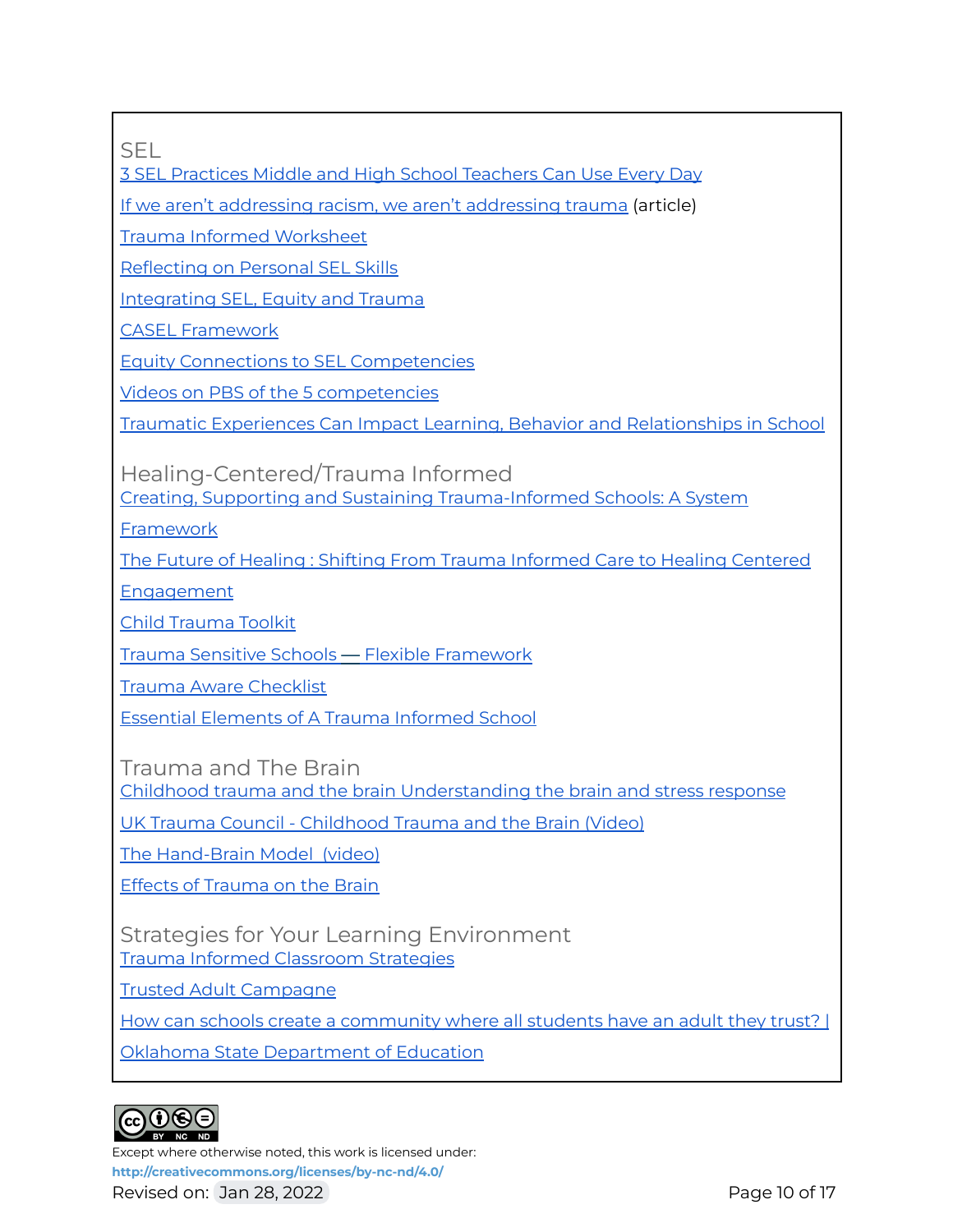## SEL

3 SEL Practices Middle and High School Teachers Can Use Every Day

If we aren't addressing racism, we aren't addressing trauma (article)

Trauma Informed Worksheet

Reflecting on Personal SEL Skills

Integrating SEL, Equity and Trauma

CASEL Framework

Equity Connections to SEL Competencies

Videos on PBS of the 5 competencies

Traumatic Experiences Can Impact Learning, Behavior and Relationships in School

## Healing-Centered/Trauma Informed

Creating, Supporting and Sustaining Trauma-Informed Schools: A System Framework

The Future of Healing : Shifting From Trauma Informed Care to Healing Centered Engagement

Child Trauma Toolkit

Trauma Sensitive Schools — Flexible Framework

Trauma Aware Checklist

Essential Elements of A Trauma Informed School

## Trauma and The Brain

Childhood trauma and the brain Understanding the brain and stress response

UK Trauma Council - Childhood Trauma and the Brain (Video)

The Hand-Brain Model (video)

Effects of Trauma on the Brain

## Strategies for Your Learning Environment

Trauma Informed Classroom Strategies

Trusted Adult Campagne

How can schools create a community where all students have an adult they trust? | Oklahoma State Department of Education

Except where otherwise noted, this work is licensed under:
**http://creativecommons.org/licenses/by-nc-nd/4.0/**

Revised on: Jan 28, 2022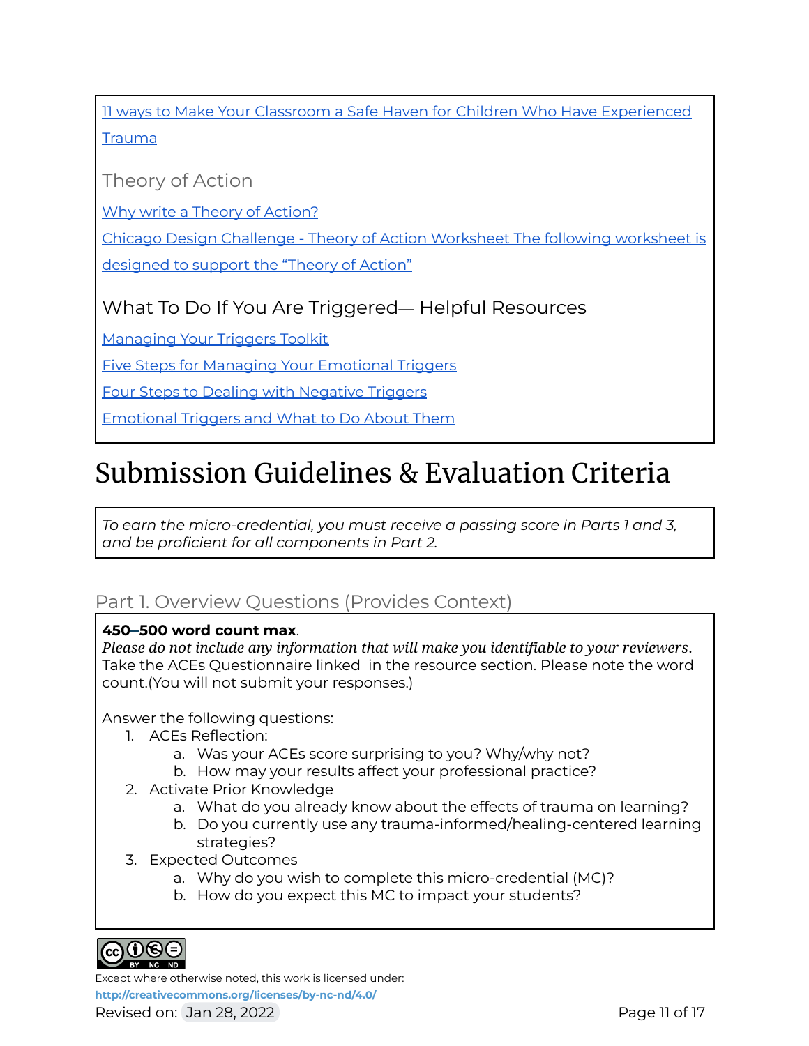[11 ways to Make Your Classroom a Safe Haven for Children Who Have Experienced Trauma]

### Theory of Action

[Why write a Theory of Action?]

[Chicago Design Challenge - Theory of Action Worksheet The following worksheet is designed to support the "Theory of Action"]

### What To Do If You Are Triggered— Helpful Resources

[Managing Your Triggers Toolkit]

[Five Steps for Managing Your Emotional Triggers]

[Four Steps to Dealing with Negative Triggers]

[Emotional Triggers and What to Do About Them]

# Submission Guidelines & Evaluation Criteria

*To earn the micro-credential, you must receive a passing score in Parts 1 and 3, and be proficient for all components in Part 2.*

## Part 1. Overview Questions (Provides Context)

**450–500 word count max**.
*Please do not include any information that will make you identifiable to your reviewers*.
Take the ACEs Questionnaire linked in the resource section. Please note the word count.(You will not submit your responses.)

Answer the following questions:

1. ACEs Reflection:
   a. Was your ACEs score surprising to you? Why/why not?
   b. How may your results affect your professional practice?
2. Activate Prior Knowledge
   a. What do you already know about the effects of trauma on learning?
   b. Do you currently use any trauma-informed/healing-centered learning strategies?
3. Expected Outcomes
   a. Why do you wish to complete this micro-credential (MC)?
   b. How do you expect this MC to impact your students?

Except where otherwise noted, this work is licensed under:
**http://creativecommons.org/licenses/by-nc-nd/4.0/**
Revised on: Jan 28, 2022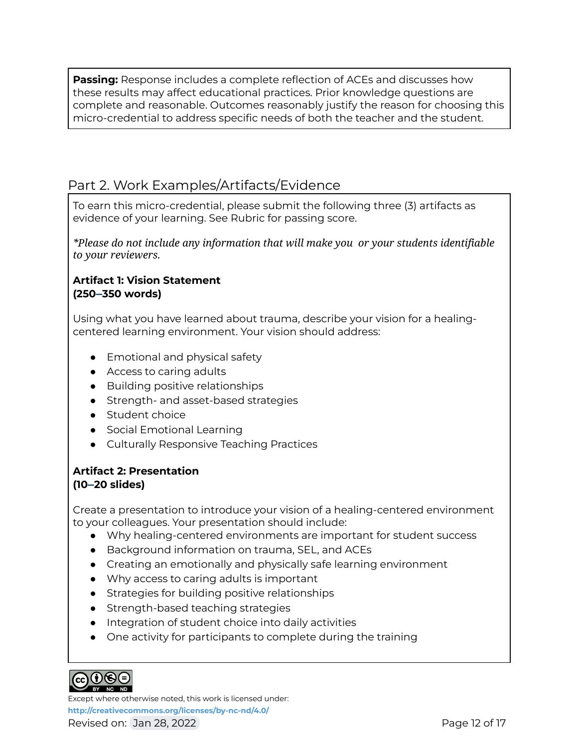**Passing:** Response includes a complete reflection of ACEs and discusses how these results may affect educational practices. Prior knowledge questions are complete and reasonable. Outcomes reasonably justify the reason for choosing this micro-credential to address specific needs of both the teacher and the student.

## Part 2. Work Examples/Artifacts/Evidence

To earn this micro-credential, please submit the following three (3) artifacts as evidence of your learning. See Rubric for passing score.

*\*Please do not include any information that will make you or your students identifiable to your reviewers.*

**Artifact 1: Vision Statement**
**(250–350 words)**

Using what you have learned about trauma, describe your vision for a healing-centered learning environment. Your vision should address:

- Emotional and physical safety
- Access to caring adults
- Building positive relationships
- Strength- and asset-based strategies
- Student choice
- Social Emotional Learning
- Culturally Responsive Teaching Practices

**Artifact 2: Presentation**
**(10–20 slides)**

Create a presentation to introduce your vision of a healing-centered environment to your colleagues. Your presentation should include:

- Why healing-centered environments are important for student success
- Background information on trauma, SEL, and ACEs
- Creating an emotionally and physically safe learning environment
- Why access to caring adults is important
- Strategies for building positive relationships
- Strength-based teaching strategies
- Integration of student choice into daily activities
- One activity for participants to complete during the training

Except where otherwise noted, this work is licensed under:
http://creativecommons.org/licenses/by-nc-nd/4.0/
Revised on: Jan 28, 2022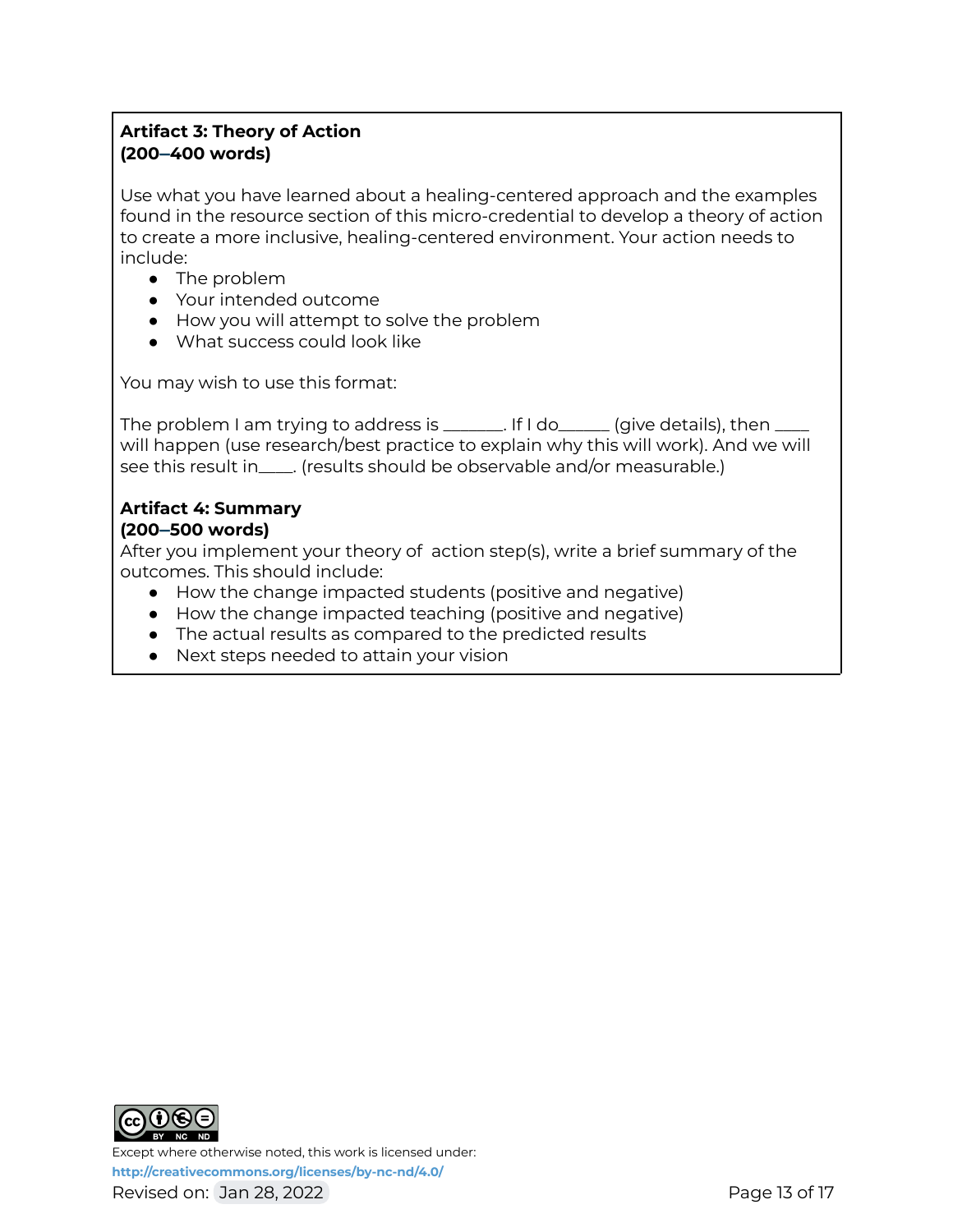**Artifact 3: Theory of Action**
**(200–400 words)**

Use what you have learned about a healing-centered approach and the examples found in the resource section of this micro-credential to develop a theory of action to create a more inclusive, healing-centered environment. Your action needs to include:

- The problem
- Your intended outcome
- How you will attempt to solve the problem
- What success could look like

You may wish to use this format:

The problem I am trying to address is _______. If I do______ (give details), then ____ will happen (use research/best practice to explain why this will work). And we will see this result in____. (results should be observable and/or measurable.)

**Artifact 4: Summary**
**(200–500 words)**

After you implement your theory of action step(s), write a brief summary of the outcomes. This should include:

- How the change impacted students (positive and negative)
- How the change impacted teaching (positive and negative)
- The actual results as compared to the predicted results
- Next steps needed to attain your vision

Except where otherwise noted, this work is licensed under:
http://creativecommons.org/licenses/by-nc-nd/4.0/
Revised on: Jan 28, 2022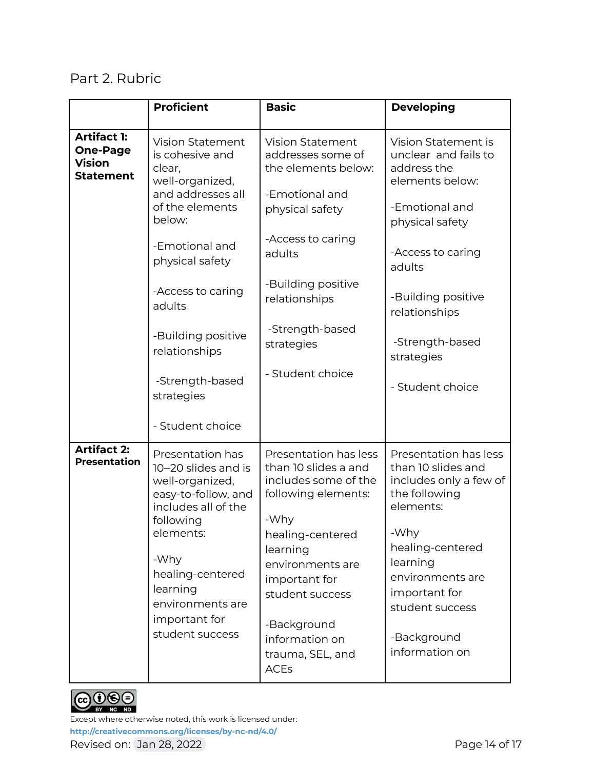Part 2. Rubric

| | Proficient | Basic | Developing |
|---|---|---|---|
| **Artifact 1: One-Page Vision Statement** | Vision Statement is cohesive and clear, well-organized, and addresses all of the elements below:<br><br>-Emotional and physical safety<br><br>-Access to caring adults<br><br>-Building positive relationships<br><br>-Strength-based strategies<br><br>- Student choice | Vision Statement addresses some of the elements below:<br><br>-Emotional and physical safety<br><br>-Access to caring adults<br><br>-Building positive relationships<br><br>-Strength-based strategies<br><br>- Student choice | Vision Statement is unclear and fails to address the elements below:<br><br>-Emotional and physical safety<br><br>-Access to caring adults<br><br>-Building positive relationships<br><br>-Strength-based strategies<br><br>- Student choice |
| **Artifact 2: Presentation** | Presentation has 10–20 slides and is well-organized, easy-to-follow, and includes all of the following elements:<br><br>-Why healing-centered learning environments are important for student success | Presentation has less than 10 slides a and includes some of the following elements:<br><br>-Why healing-centered learning environments are important for student success<br><br>-Background information on trauma, SEL, and ACEs | Presentation has less than 10 slides and includes only a few of the following elements:<br><br>-Why healing-centered learning environments are important for student success<br><br>-Background information on |

Except where otherwise noted, this work is licensed under:
**http://creativecommons.org/licenses/by-nc-nd/4.0/**

Revised on: Jan 28, 2022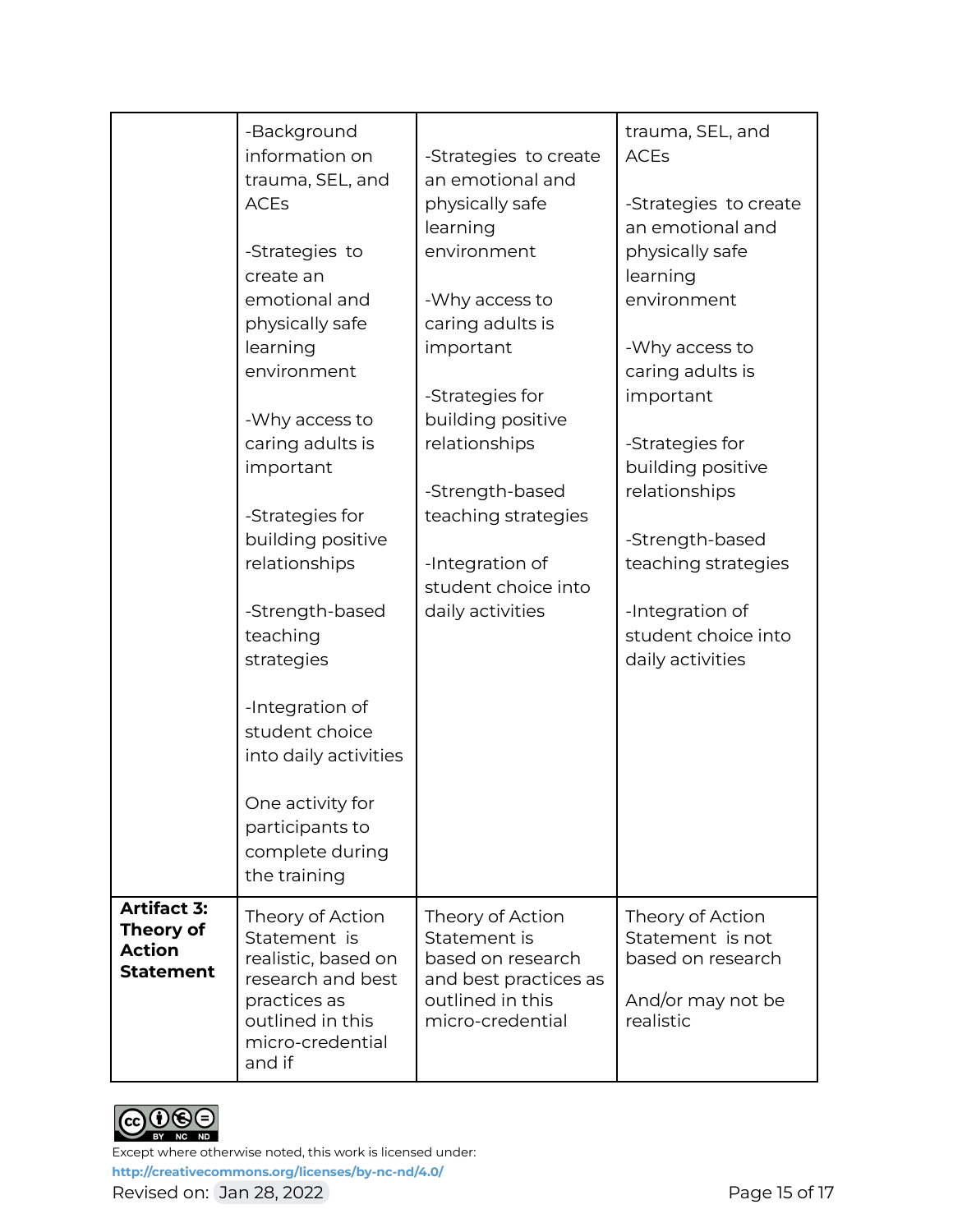| | | | |
|---|---|---|---|
| | -Background information on trauma, SEL, and ACEs<br><br>-Strategies to create an emotional and physically safe learning environment<br><br>-Why access to caring adults is important<br><br>-Strategies for building positive relationships<br><br>-Strength-based teaching strategies<br><br>-Integration of student choice into daily activities<br><br>One activity for participants to complete during the training | -Strategies to create an emotional and physically safe learning environment<br><br>-Why access to caring adults is important<br><br>-Strategies for building positive relationships<br><br>-Strength-based teaching strategies<br><br>-Integration of student choice into daily activities | trauma, SEL, and ACEs<br><br>-Strategies to create an emotional and physically safe learning environment<br><br>-Why access to caring adults is important<br><br>-Strategies for building positive relationships<br><br>-Strength-based teaching strategies<br><br>-Integration of student choice into daily activities |
| **Artifact 3: Theory of Action Statement** | Theory of Action Statement is realistic, based on research and best practices as outlined in this micro-credential and if | Theory of Action Statement is based on research and best practices as outlined in this micro-credential | Theory of Action Statement is not based on research<br><br>And/or may not be realistic |

Except where otherwise noted, this work is licensed under: http://creativecommons.org/licenses/by-nc-nd/4.0/

Revised on: Jan 28, 2022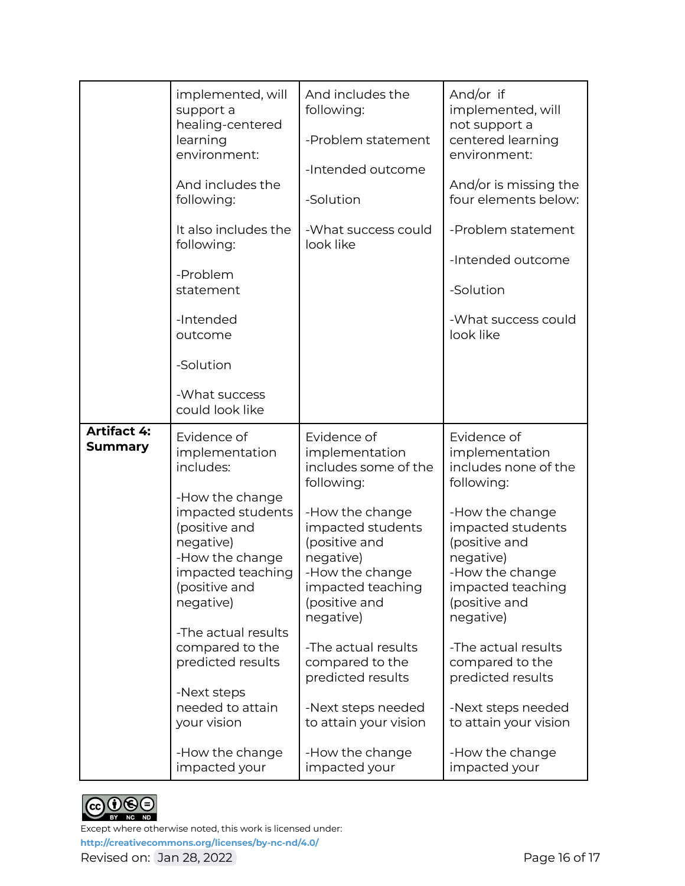| | | | |
|---|---|---|---|
| | implemented, will support a healing-centered learning environment:<br><br>And includes the following:<br><br>It also includes the following:<br><br>-Problem statement<br><br>-Intended outcome<br><br>-Solution<br><br>-What success could look like | And includes the following:<br><br>-Problem statement<br><br>-Intended outcome<br><br>-Solution<br><br>-What success could look like | And/or if implemented, will not support a centered learning environment:<br><br>And/or is missing the four elements below:<br><br>-Problem statement<br><br>-Intended outcome<br><br>-Solution<br><br>-What success could look like |
| **Artifact 4: Summary** | Evidence of implementation includes:<br><br>-How the change impacted students (positive and negative)<br>-How the change impacted teaching (positive and negative)<br><br>-The actual results compared to the predicted results<br><br>-Next steps needed to attain your vision<br><br>-How the change impacted your | Evidence of implementation includes some of the following:<br><br>-How the change impacted students (positive and negative)<br>-How the change impacted teaching (positive and negative)<br><br>-The actual results compared to the predicted results<br><br>-Next steps needed to attain your vision<br><br>-How the change impacted your | Evidence of implementation includes none of the following:<br><br>-How the change impacted students (positive and negative)<br>-How the change impacted teaching (positive and negative)<br><br>-The actual results compared to the predicted results<br><br>-Next steps needed to attain your vision<br><br>-How the change impacted your |

Except where otherwise noted, this work is licensed under:
http://creativecommons.org/licenses/by-nc-nd/4.0/
Revised on: Jan 28, 2022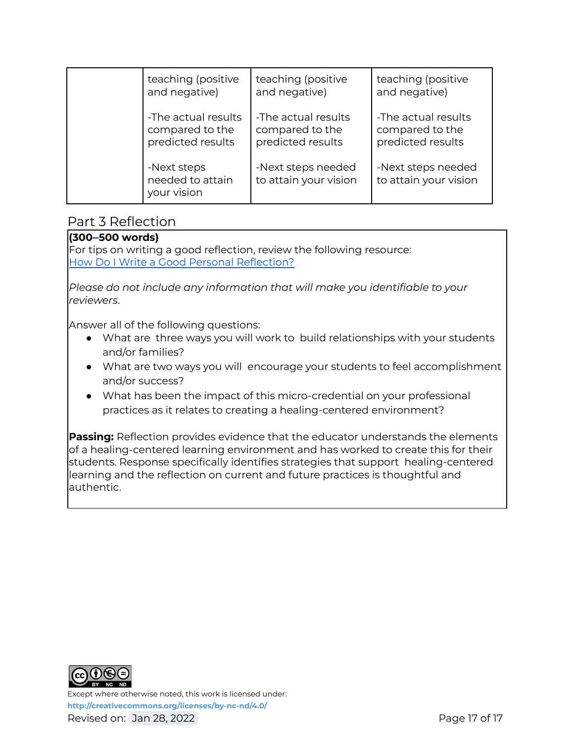| | | | |
|---|---|---|---|
| | teaching (positive and negative)<br><br>-The actual results compared to the predicted results<br><br>-Next steps needed to attain your vision | teaching (positive and negative)<br><br>-The actual results compared to the predicted results<br><br>-Next steps needed to attain your vision | teaching (positive and negative)<br><br>-The actual results compared to the predicted results<br><br>-Next steps needed to attain your vision |

## Part 3 Reflection

**(300–500 words)**

For tips on writing a good reflection, review the following resource: [How Do I Write a Good Personal Reflection?](How Do I Write a Good Personal Reflection?)

*Please do not include any information that will make you identifiable to your reviewers.*

Answer all of the following questions:

- What are three ways you will work to build relationships with your students and/or families?
- What are two ways you will encourage your students to feel accomplishment and/or success?
- What has been the impact of this micro-credential on your professional practices as it relates to creating a healing-centered environment?

**Passing:** Reflection provides evidence that the educator understands the elements of a healing-centered learning environment and has worked to create this for their students. Response specifically identifies strategies that support healing-centered learning and the reflection on current and future practices is thoughtful and authentic.

Except where otherwise noted, this work is licensed under: **http://creativecommons.org/licenses/by-nc-nd/4.0/**

Revised on: Jan 28, 2022